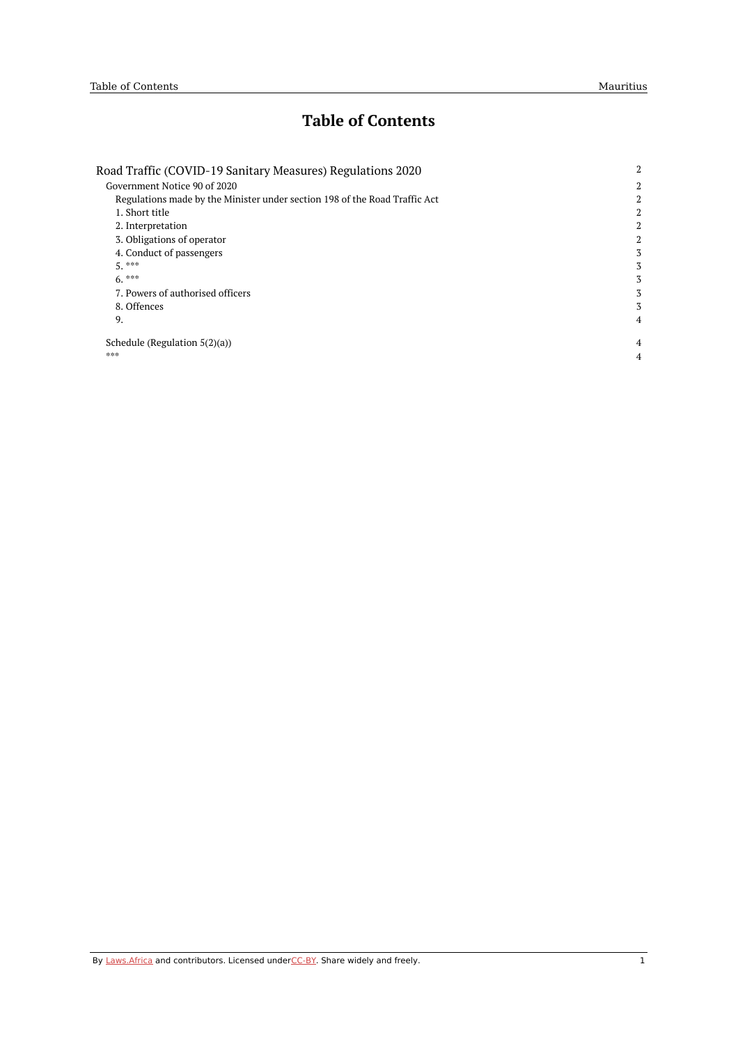# Table of Contents

| | |
|---|---|
| Road Traffic (COVID-19 Sanitary Measures) Regulations 2020 | 2 |
| Government Notice 90 of 2020 | 2 |
| Regulations made by the Minister under section 198 of the Road Traffic Act | 2 |
| 1. Short title | 2 |
| 2. Interpretation | 2 |
| 3. Obligations of operator | 2 |
| 4. Conduct of passengers | 3 |
| 5. *** | 3 |
| 6. *** | 3 |
| 7. Powers of authorised officers | 3 |
| 8. Offences | 3 |
| 9. | 4 |
| Schedule (Regulation 5(2)(a)) | 4 |
| *** | 4 |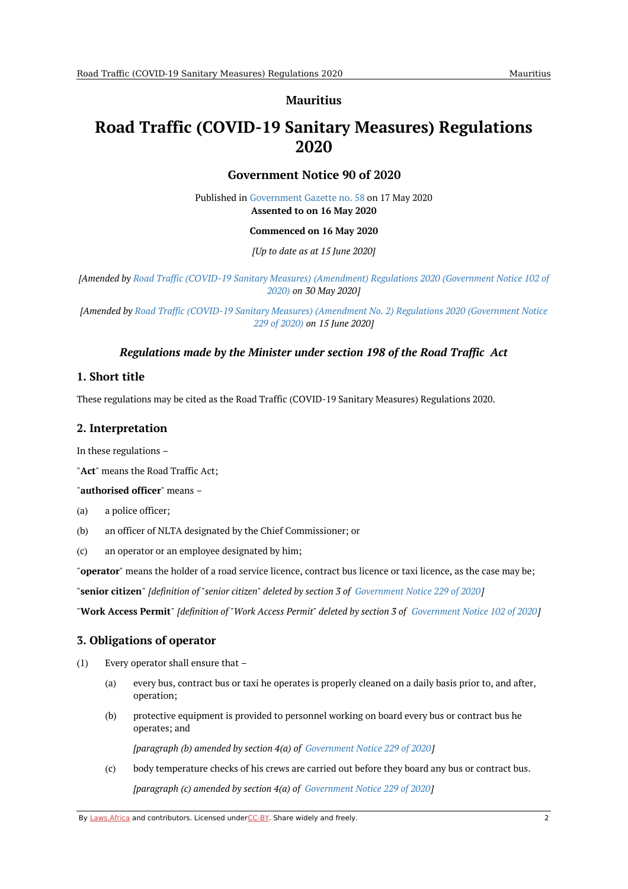# Mauritius

# Road Traffic (COVID-19 Sanitary Measures) Regulations 2020

## Government Notice 90 of 2020

Published in Government Gazette no. 58 on 17 May 2020
**Assented to on 16 May 2020**

**Commenced on 16 May 2020**

*[Up to date as at 15 June 2020]*

*[Amended by Road Traffic (COVID-19 Sanitary Measures) (Amendment) Regulations 2020 (Government Notice 102 of 2020) on 30 May 2020]*

*[Amended by Road Traffic (COVID-19 Sanitary Measures) (Amendment No. 2) Regulations 2020 (Government Notice 229 of 2020) on 15 June 2020]*

### *Regulations made by the Minister under section 198 of the Road Traffic Act*

### 1. Short title

These regulations may be cited as the Road Traffic (COVID-19 Sanitary Measures) Regulations 2020.

### 2. Interpretation

In these regulations –

"**Act**" means the Road Traffic Act;

"**authorised officer**" means –

(a) a police officer;

(b) an officer of NLTA designated by the Chief Commissioner; or

(c) an operator or an employee designated by him;

"**operator**" means the holder of a road service licence, contract bus licence or taxi licence, as the case may be;

"**senior citizen**" *[definition of "senior citizen" deleted by section 3 of Government Notice 229 of 2020]*

"**Work Access Permit**" *[definition of "Work Access Permit" deleted by section 3 of Government Notice 102 of 2020]*

### 3. Obligations of operator

(1) Every operator shall ensure that –

(a) every bus, contract bus or taxi he operates is properly cleaned on a daily basis prior to, and after, operation;

(b) protective equipment is provided to personnel working on board every bus or contract bus he operates; and

*[paragraph (b) amended by section 4(a) of Government Notice 229 of 2020]*

(c) body temperature checks of his crews are carried out before they board any bus or contract bus.

*[paragraph (c) amended by section 4(a) of Government Notice 229 of 2020]*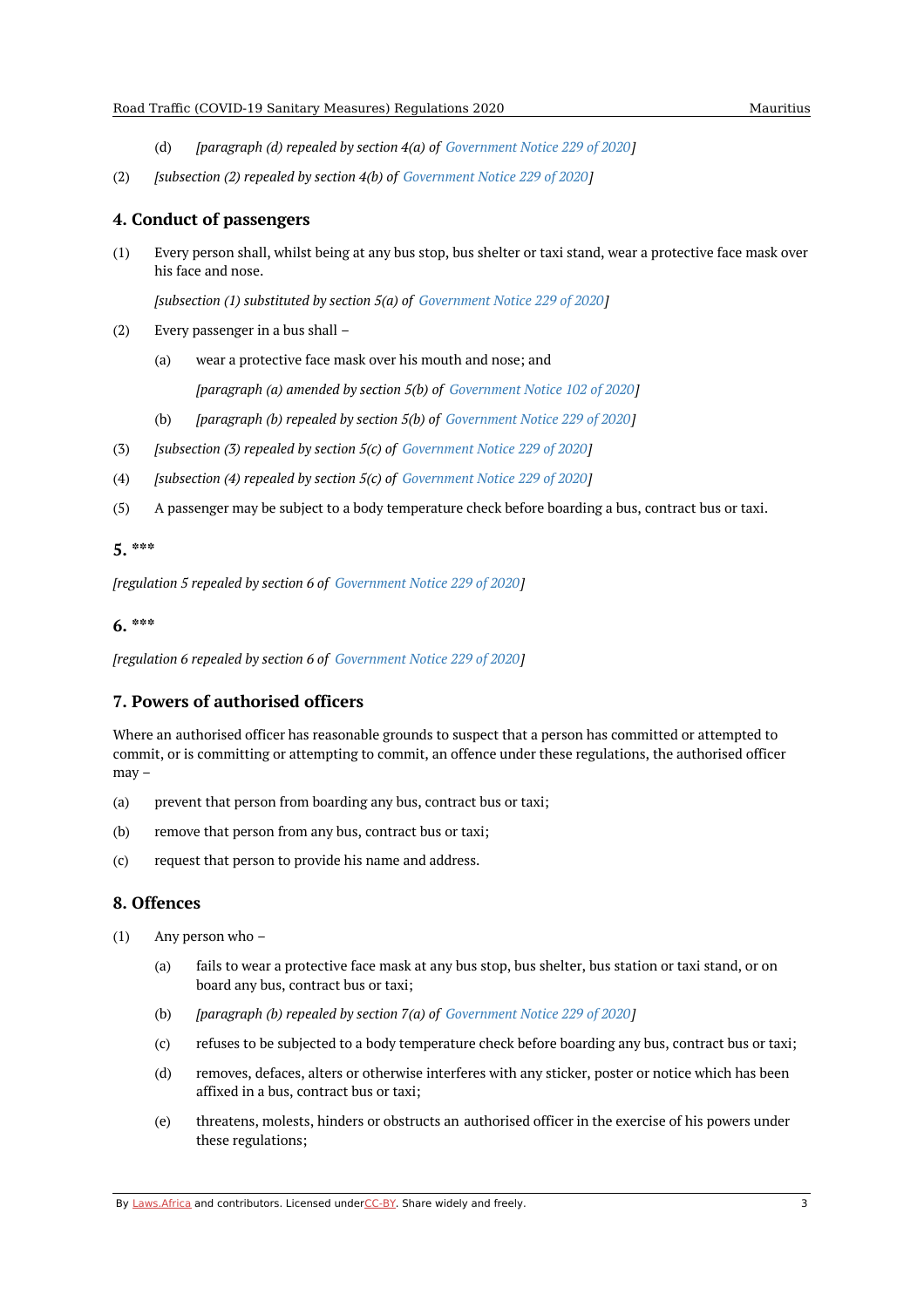(d) *[paragraph (d) repealed by section 4(a) of Government Notice 229 of 2020]*

(2) *[subsection (2) repealed by section 4(b) of Government Notice 229 of 2020]*

## 4. Conduct of passengers

(1) Every person shall, whilst being at any bus stop, bus shelter or taxi stand, wear a protective face mask over his face and nose.

*[subsection (1) substituted by section 5(a) of Government Notice 229 of 2020]*

(2) Every passenger in a bus shall –

(a) wear a protective face mask over his mouth and nose; and

*[paragraph (a) amended by section 5(b) of Government Notice 102 of 2020]*

(b) *[paragraph (b) repealed by section 5(b) of Government Notice 229 of 2020]*

(3) *[subsection (3) repealed by section 5(c) of Government Notice 229 of 2020]*

(4) *[subsection (4) repealed by section 5(c) of Government Notice 229 of 2020]*

(5) A passenger may be subject to a body temperature check before boarding a bus, contract bus or taxi.

## 5. ***

*[regulation 5 repealed by section 6 of Government Notice 229 of 2020]*

## 6. ***

*[regulation 6 repealed by section 6 of Government Notice 229 of 2020]*

## 7. Powers of authorised officers

Where an authorised officer has reasonable grounds to suspect that a person has committed or attempted to commit, or is committing or attempting to commit, an offence under these regulations, the authorised officer may –

(a) prevent that person from boarding any bus, contract bus or taxi;

(b) remove that person from any bus, contract bus or taxi;

(c) request that person to provide his name and address.

## 8. Offences

(1) Any person who –

(a) fails to wear a protective face mask at any bus stop, bus shelter, bus station or taxi stand, or on board any bus, contract bus or taxi;

(b) *[paragraph (b) repealed by section 7(a) of Government Notice 229 of 2020]*

(c) refuses to be subjected to a body temperature check before boarding any bus, contract bus or taxi;

(d) removes, defaces, alters or otherwise interferes with any sticker, poster or notice which has been affixed in a bus, contract bus or taxi;

(e) threatens, molests, hinders or obstructs an authorised officer in the exercise of his powers under these regulations;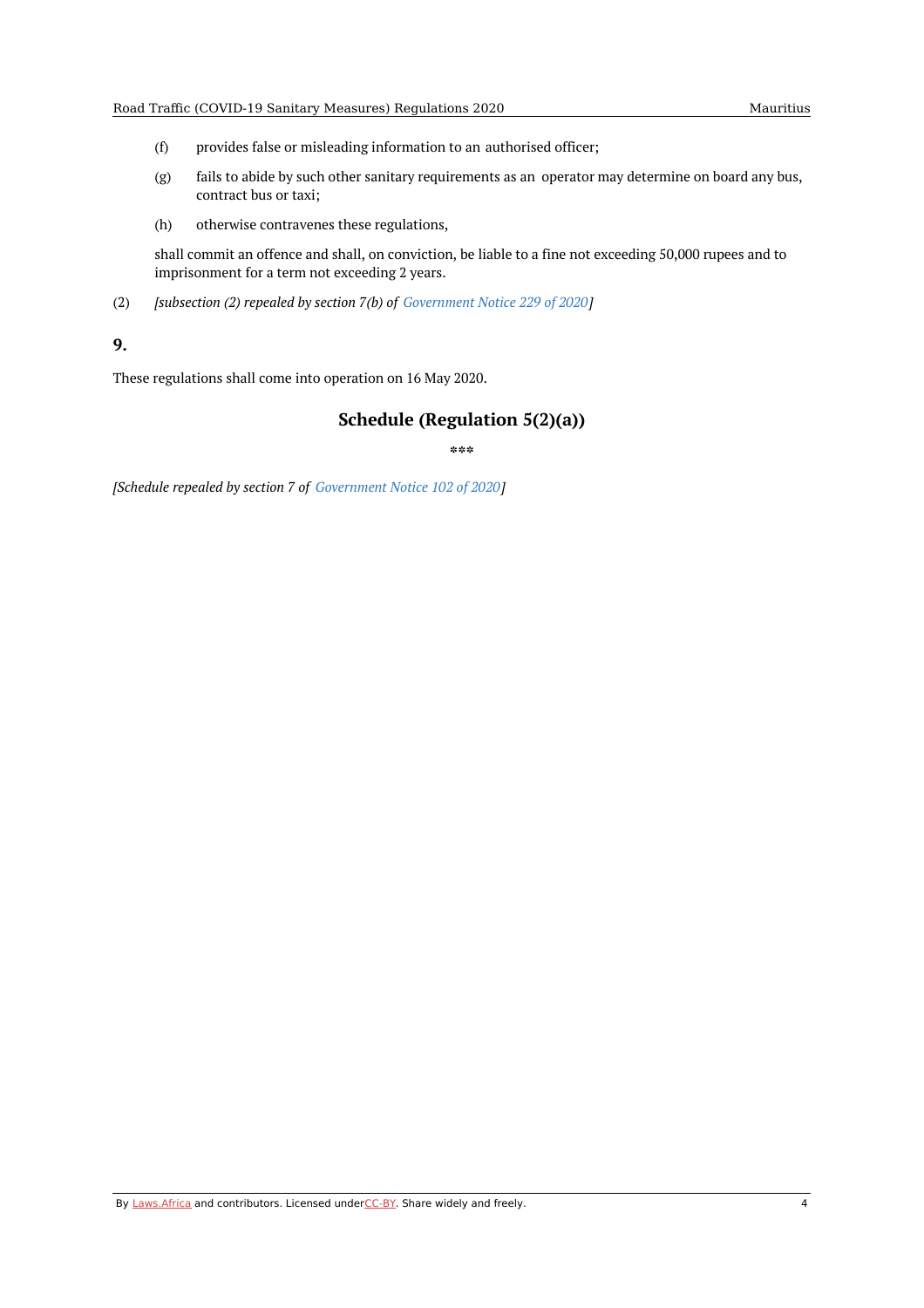(f) provides false or misleading information to an authorised officer;

(g) fails to abide by such other sanitary requirements as an operator may determine on board any bus, contract bus or taxi;

(h) otherwise contravenes these regulations,

shall commit an offence and shall, on conviction, be liable to a fine not exceeding 50,000 rupees and to imprisonment for a term not exceeding 2 years.

(2) *[subsection (2) repealed by section 7(b) of Government Notice 229 of 2020]*

**9.**

These regulations shall come into operation on 16 May 2020.

## Schedule (Regulation 5(2)(a))

***

*[Schedule repealed by section 7 of Government Notice 102 of 2020]*